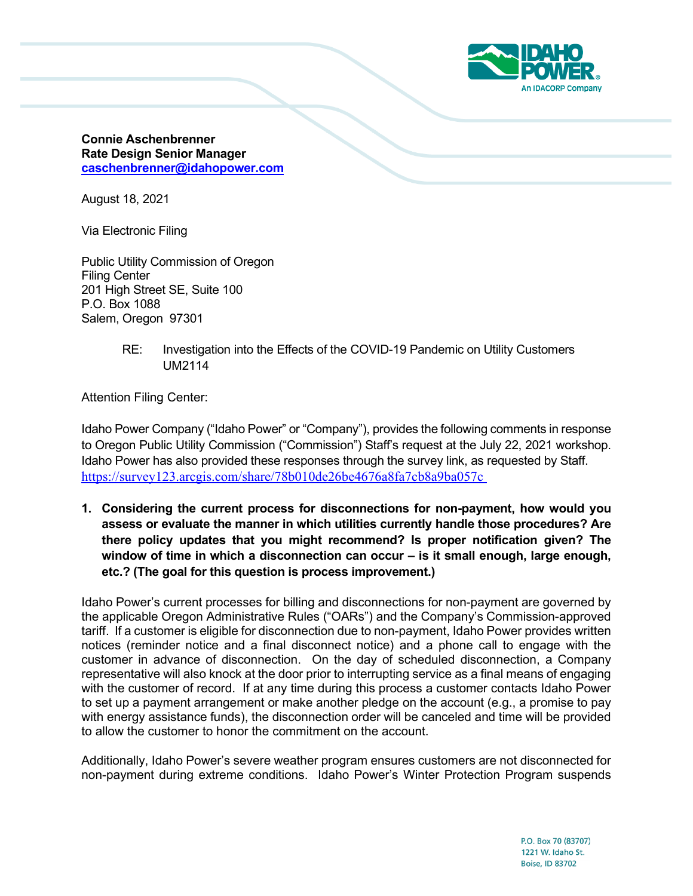**Connie Aschenbrenner**
**Rate Design Senior Manager**
**caschenbrenner@idahopower.com**

August 18, 2021

Via Electronic Filing

Public Utility Commission of Oregon
Filing Center
201 High Street SE, Suite 100
P.O. Box 1088
Salem, Oregon 97301

RE: Investigation into the Effects of the COVID-19 Pandemic on Utility Customers UM2114

Attention Filing Center:

Idaho Power Company ("Idaho Power" or "Company"), provides the following comments in response to Oregon Public Utility Commission ("Commission") Staff's request at the July 22, 2021 workshop. Idaho Power has also provided these responses through the survey link, as requested by Staff. https://survey123.arcgis.com/share/78b010de26be4676a8fa7cb8a9ba057c

1. **Considering the current process for disconnections for non-payment, how would you assess or evaluate the manner in which utilities currently handle those procedures? Are there policy updates that you might recommend? Is proper notification given? The window of time in which a disconnection can occur – is it small enough, large enough, etc.? (The goal for this question is process improvement.)**

Idaho Power's current processes for billing and disconnections for non-payment are governed by the applicable Oregon Administrative Rules ("OARs") and the Company's Commission-approved tariff. If a customer is eligible for disconnection due to non-payment, Idaho Power provides written notices (reminder notice and a final disconnect notice) and a phone call to engage with the customer in advance of disconnection. On the day of scheduled disconnection, a Company representative will also knock at the door prior to interrupting service as a final means of engaging with the customer of record. If at any time during this process a customer contacts Idaho Power to set up a payment arrangement or make another pledge on the account (e.g., a promise to pay with energy assistance funds), the disconnection order will be canceled and time will be provided to allow the customer to honor the commitment on the account.

Additionally, Idaho Power's severe weather program ensures customers are not disconnected for non-payment during extreme conditions. Idaho Power's Winter Protection Program suspends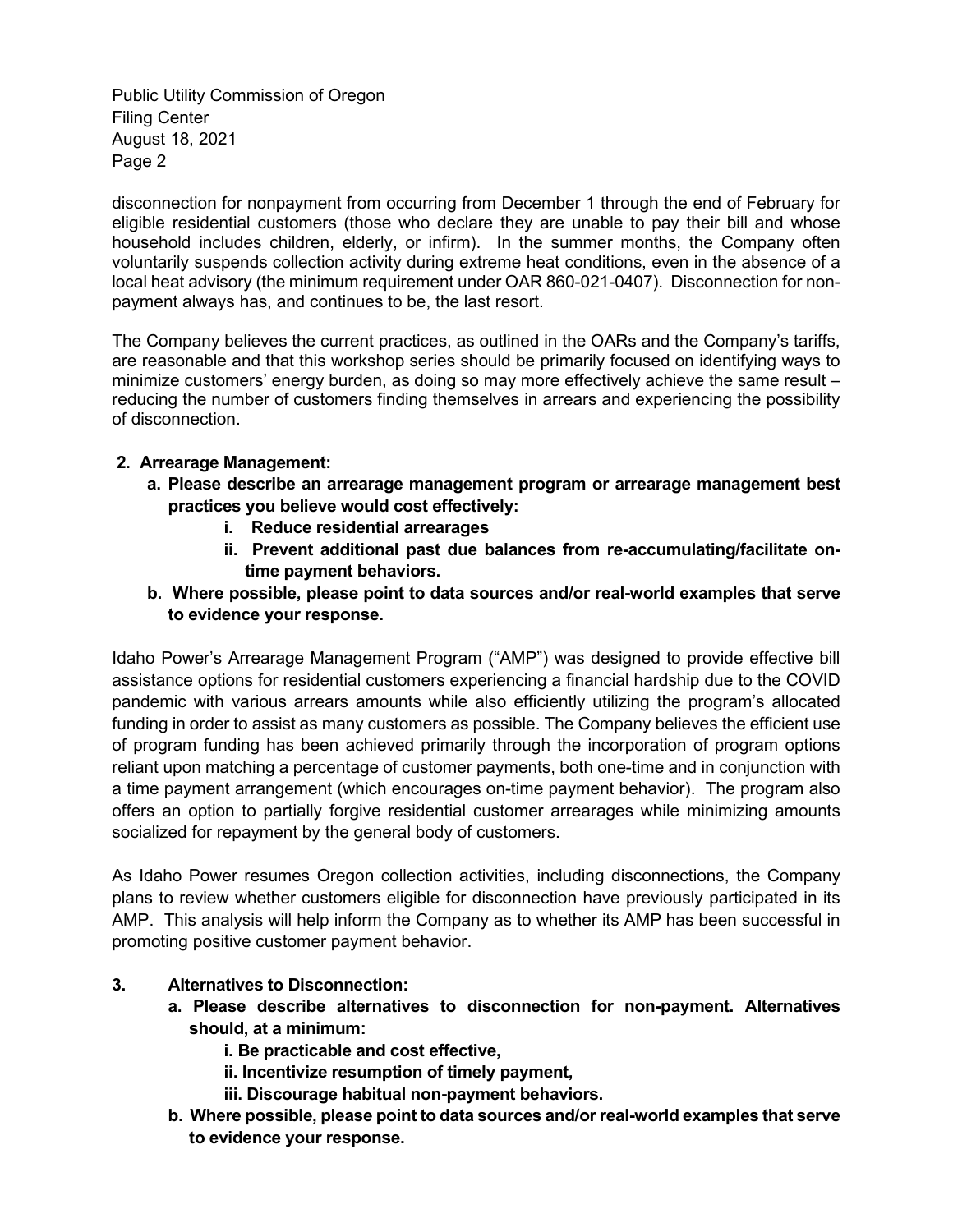disconnection for nonpayment from occurring from December 1 through the end of February for eligible residential customers (those who declare they are unable to pay their bill and whose household includes children, elderly, or infirm). In the summer months, the Company often voluntarily suspends collection activity during extreme heat conditions, even in the absence of a local heat advisory (the minimum requirement under OAR 860-021-0407). Disconnection for non-payment always has, and continues to be, the last resort.

The Company believes the current practices, as outlined in the OARs and the Company's tariffs, are reasonable and that this workshop series should be primarily focused on identifying ways to minimize customers' energy burden, as doing so may more effectively achieve the same result – reducing the number of customers finding themselves in arrears and experiencing the possibility of disconnection.

**2. Arrearage Management:**

**a. Please describe an arrearage management program or arrearage management best practices you believe would cost effectively:**

**i. Reduce residential arrearages**

**ii. Prevent additional past due balances from re-accumulating/facilitate on-time payment behaviors.**

**b. Where possible, please point to data sources and/or real-world examples that serve to evidence your response.**

Idaho Power's Arrearage Management Program ("AMP") was designed to provide effective bill assistance options for residential customers experiencing a financial hardship due to the COVID pandemic with various arrears amounts while also efficiently utilizing the program's allocated funding in order to assist as many customers as possible. The Company believes the efficient use of program funding has been achieved primarily through the incorporation of program options reliant upon matching a percentage of customer payments, both one-time and in conjunction with a time payment arrangement (which encourages on-time payment behavior). The program also offers an option to partially forgive residential customer arrearages while minimizing amounts socialized for repayment by the general body of customers.

As Idaho Power resumes Oregon collection activities, including disconnections, the Company plans to review whether customers eligible for disconnection have previously participated in its AMP. This analysis will help inform the Company as to whether its AMP has been successful in promoting positive customer payment behavior.

**3. Alternatives to Disconnection:**

**a. Please describe alternatives to disconnection for non-payment. Alternatives should, at a minimum:**

**i. Be practicable and cost effective,**

**ii. Incentivize resumption of timely payment,**

**iii. Discourage habitual non-payment behaviors.**

**b. Where possible, please point to data sources and/or real-world examples that serve to evidence your response.**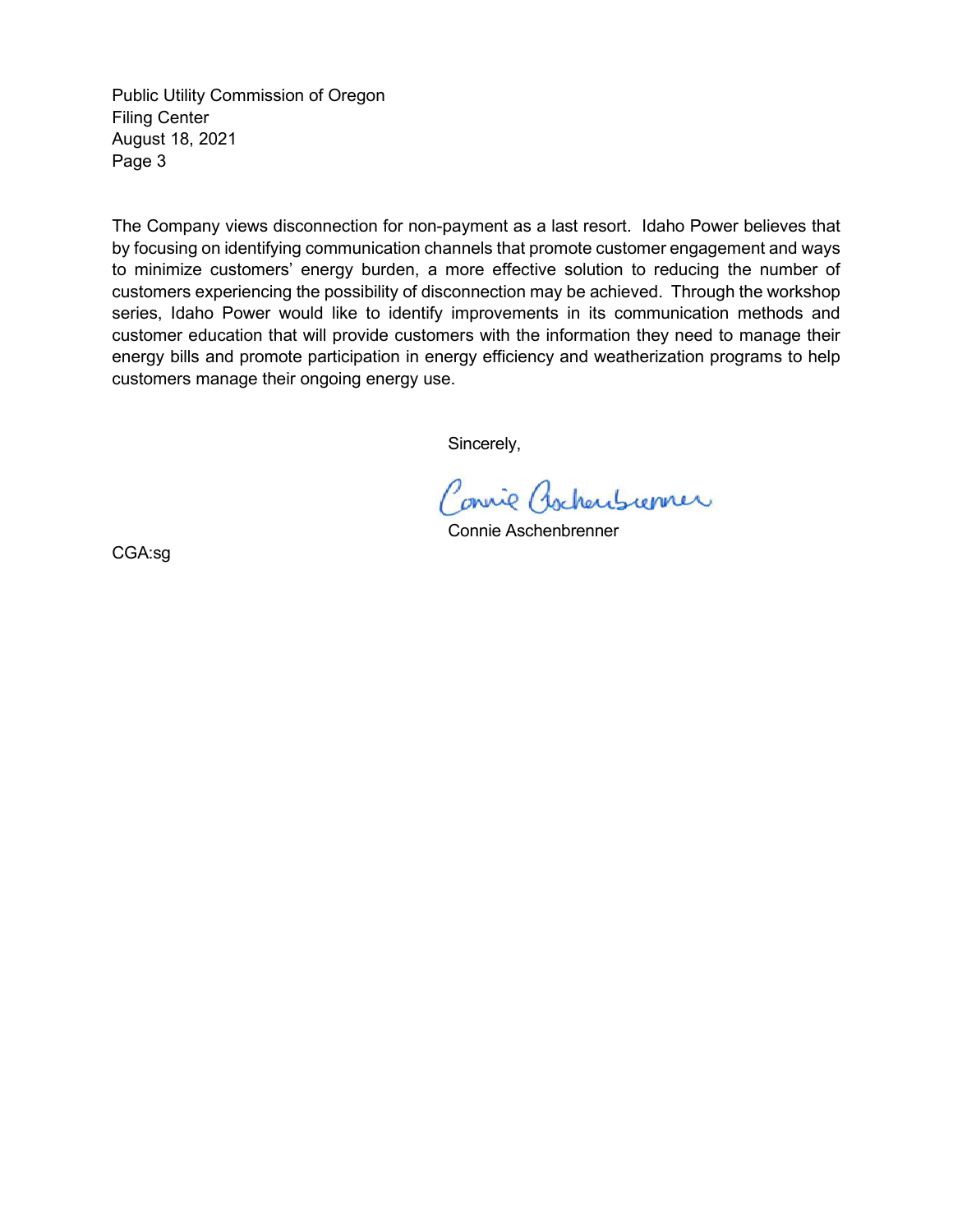Public Utility Commission of Oregon
Filing Center
August 18, 2021
Page 3

The Company views disconnection for non-payment as a last resort. Idaho Power believes that by focusing on identifying communication channels that promote customer engagement and ways to minimize customers' energy burden, a more effective solution to reducing the number of customers experiencing the possibility of disconnection may be achieved. Through the workshop series, Idaho Power would like to identify improvements in its communication methods and customer education that will provide customers with the information they need to manage their energy bills and promote participation in energy efficiency and weatherization programs to help customers manage their ongoing energy use.

Sincerely,

Connie Aschenbrenner

CGA:sg